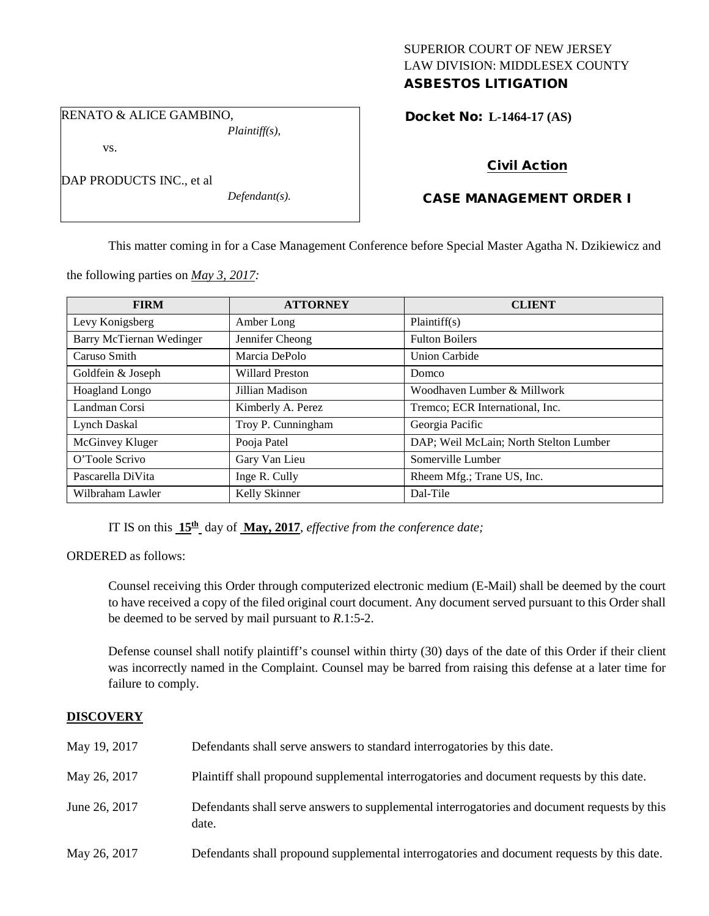SUPERIOR COURT OF NEW JERSEY
LAW DIVISION: MIDDLESEX COUNTY
**ASBESTOS LITIGATION**

RENATO & ALICE GAMBINO,
*Plaintiff(s),*

vs.

DAP PRODUCTS INC., et al
*Defendant(s).*

**Docket No: L-1464-17 (AS)**

**Civil Action**

**CASE MANAGEMENT ORDER I**

This matter coming in for a Case Management Conference before Special Master Agatha N. Dzikiewicz and the following parties on *May 3, 2017:*

| FIRM | ATTORNEY | CLIENT |
|---|---|---|
| Levy Konigsberg | Amber Long | Plaintiff(s) |
| Barry McTiernan Wedinger | Jennifer Cheong | Fulton Boilers |
| Caruso Smith | Marcia DePolo | Union Carbide |
| Goldfein & Joseph | Willard Preston | Domco |
| Hoagland Longo | Jillian Madison | Woodhaven Lumber & Millwork |
| Landman Corsi | Kimberly A. Perez | Tremco; ECR International, Inc. |
| Lynch Daskal | Troy P. Cunningham | Georgia Pacific |
| McGinvey Kluger | Pooja Patel | DAP; Weil McLain; North Stelton Lumber |
| O'Toole Scrivo | Gary Van Lieu | Somerville Lumber |
| Pascarella DiVita | Inge R. Cully | Rheem Mfg.; Trane US, Inc. |
| Wilbraham Lawler | Kelly Skinner | Dal-Tile |

IT IS on this **15th** day of **May, 2017**, *effective from the conference date;*

ORDERED as follows:

Counsel receiving this Order through computerized electronic medium (E-Mail) shall be deemed by the court to have received a copy of the filed original court document. Any document served pursuant to this Order shall be deemed to be served by mail pursuant to *R*.1:5-2.

Defense counsel shall notify plaintiff's counsel within thirty (30) days of the date of this Order if their client was incorrectly named in the Complaint. Counsel may be barred from raising this defense at a later time for failure to comply.

**DISCOVERY**

May 19, 2017 — Defendants shall serve answers to standard interrogatories by this date.

May 26, 2017 — Plaintiff shall propound supplemental interrogatories and document requests by this date.

June 26, 2017 — Defendants shall serve answers to supplemental interrogatories and document requests by this date.

May 26, 2017 — Defendants shall propound supplemental interrogatories and document requests by this date.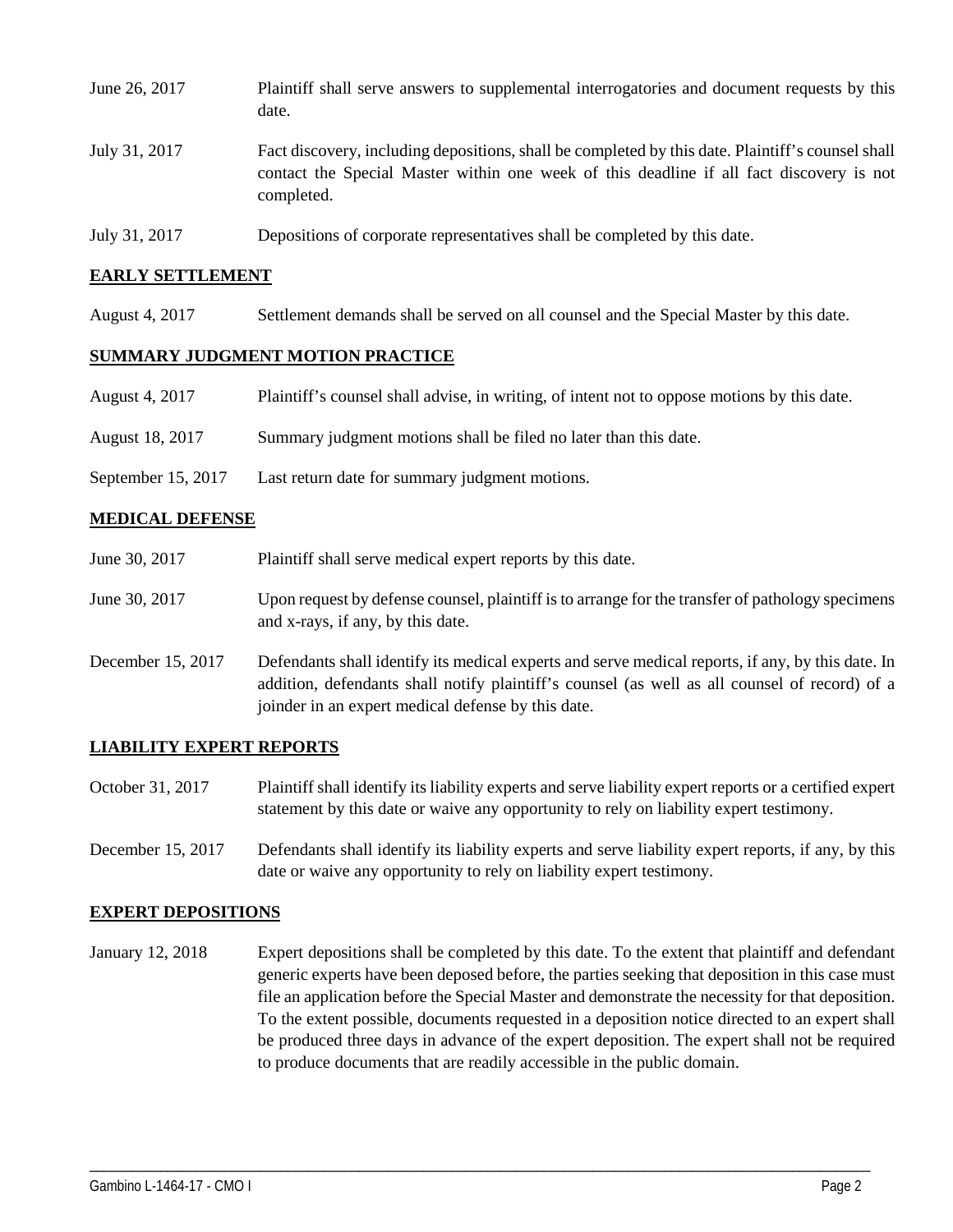June 26, 2017 Plaintiff shall serve answers to supplemental interrogatories and document requests by this date.

July 31, 2017 Fact discovery, including depositions, shall be completed by this date. Plaintiff's counsel shall contact the Special Master within one week of this deadline if all fact discovery is not completed.

July 31, 2017 Depositions of corporate representatives shall be completed by this date.

## EARLY SETTLEMENT

August 4, 2017 Settlement demands shall be served on all counsel and the Special Master by this date.

## SUMMARY JUDGMENT MOTION PRACTICE

August 4, 2017 Plaintiff's counsel shall advise, in writing, of intent not to oppose motions by this date.

August 18, 2017 Summary judgment motions shall be filed no later than this date.

September 15, 2017 Last return date for summary judgment motions.

## MEDICAL DEFENSE

June 30, 2017 Plaintiff shall serve medical expert reports by this date.

June 30, 2017 Upon request by defense counsel, plaintiff is to arrange for the transfer of pathology specimens and x-rays, if any, by this date.

December 15, 2017 Defendants shall identify its medical experts and serve medical reports, if any, by this date. In addition, defendants shall notify plaintiff's counsel (as well as all counsel of record) of a joinder in an expert medical defense by this date.

## LIABILITY EXPERT REPORTS

October 31, 2017 Plaintiff shall identify its liability experts and serve liability expert reports or a certified expert statement by this date or waive any opportunity to rely on liability expert testimony.

December 15, 2017 Defendants shall identify its liability experts and serve liability expert reports, if any, by this date or waive any opportunity to rely on liability expert testimony.

## EXPERT DEPOSITIONS

January 12, 2018 Expert depositions shall be completed by this date. To the extent that plaintiff and defendant generic experts have been deposed before, the parties seeking that deposition in this case must file an application before the Special Master and demonstrate the necessity for that deposition. To the extent possible, documents requested in a deposition notice directed to an expert shall be produced three days in advance of the expert deposition. The expert shall not be required to produce documents that are readily accessible in the public domain.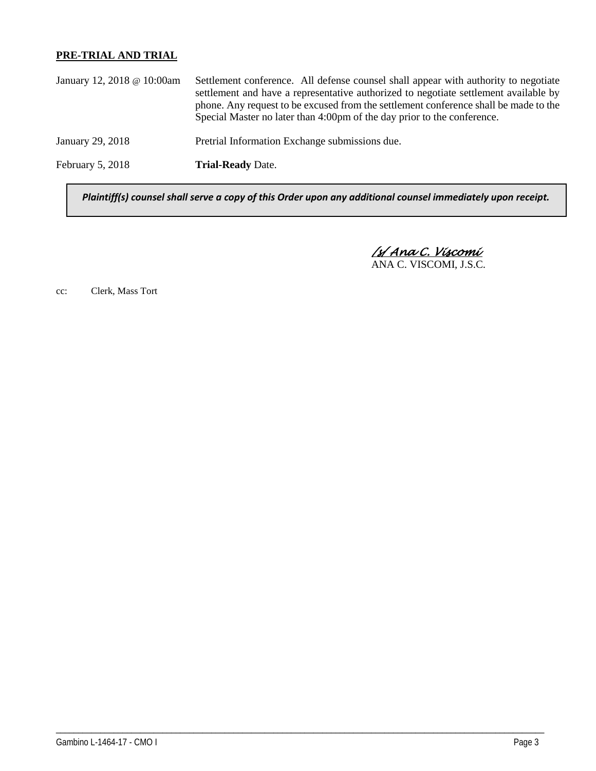**PRE-TRIAL AND TRIAL**

| | |
|---|---|
| January 12, 2018 @ 10:00am | Settlement conference. All defense counsel shall appear with authority to negotiate settlement and have a representative authorized to negotiate settlement available by phone. Any request to be excused from the settlement conference shall be made to the Special Master no later than 4:00pm of the day prior to the conference. |
| January 29, 2018 | Pretrial Information Exchange submissions due. |
| February 5, 2018 | **Trial-Ready** Date. |

***Plaintiff(s) counsel shall serve a copy of this Order upon any additional counsel immediately upon receipt.***

*/s/ Ana C. Viscomi*
ANA C. VISCOMI, J.S.C.

cc: Clerk, Mass Tort